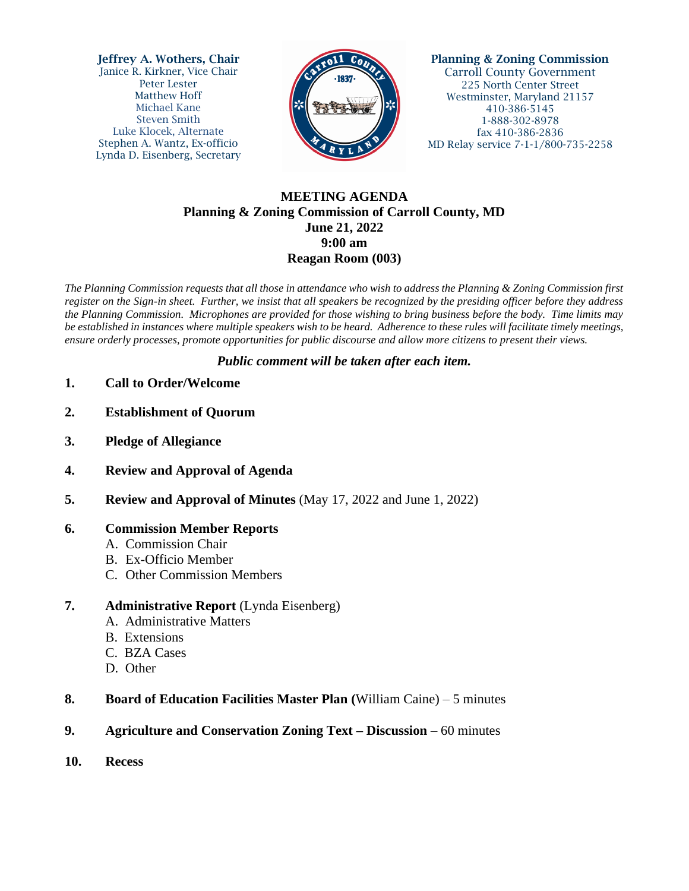**Jeffrey A. Wothers, Chair**
Janice R. Kirkner, Vice Chair
Peter Lester
Matthew Hoff
Michael Kane
Steven Smith
Luke Klocek, Alternate
Stephen A. Wantz, Ex-officio
Lynda D. Eisenberg, Secretary

**Planning & Zoning Commission**
Carroll County Government
225 North Center Street
Westminster, Maryland 21157
410-386-5145
1-888-302-8978
fax 410-386-2836
MD Relay service 7-1-1/800-735-2258

# MEETING AGENDA
## Planning & Zoning Commission of Carroll County, MD
## June 21, 2022
## 9:00 am
## Reagan Room (003)

*The Planning Commission requests that all those in attendance who wish to address the Planning & Zoning Commission first register on the Sign-in sheet. Further, we insist that all speakers be recognized by the presiding officer before they address the Planning Commission. Microphones are provided for those wishing to bring business before the body. Time limits may be established in instances where multiple speakers wish to be heard. Adherence to these rules will facilitate timely meetings, ensure orderly processes, promote opportunities for public discourse and allow more citizens to present their views.*

***Public comment will be taken after each item.***

1. **Call to Order/Welcome**

2. **Establishment of Quorum**

3. **Pledge of Allegiance**

4. **Review and Approval of Agenda**

5. **Review and Approval of Minutes** (May 17, 2022 and June 1, 2022)

6. **Commission Member Reports**
   - A. Commission Chair
   - B. Ex-Officio Member
   - C. Other Commission Members

7. **Administrative Report** (Lynda Eisenberg)
   - A. Administrative Matters
   - B. Extensions
   - C. BZA Cases
   - D. Other

8. **Board of Education Facilities Master Plan (**William Caine) – 5 minutes

9. **Agriculture and Conservation Zoning Text – Discussion** – 60 minutes

10. **Recess**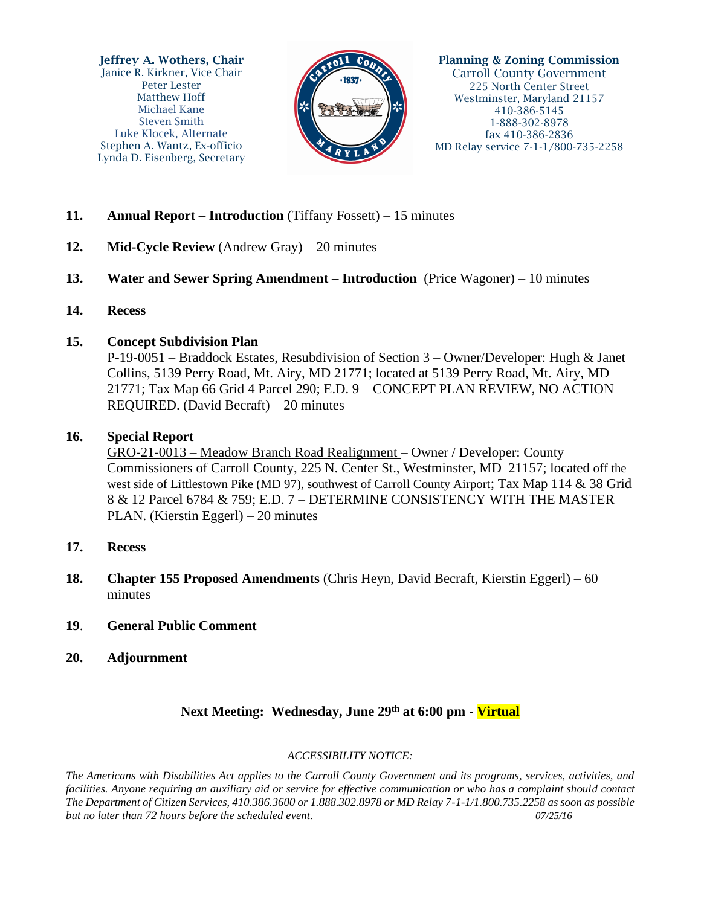**Jeffrey A. Wothers, Chair**
Janice R. Kirkner, Vice Chair
Peter Lester
Matthew Hoff
Michael Kane
Steven Smith
Luke Klocek, Alternate
Stephen A. Wantz, Ex-officio
Lynda D. Eisenberg, Secretary

**Planning & Zoning Commission**
Carroll County Government
225 North Center Street
Westminster, Maryland 21157
410-386-5145
1-888-302-8978
fax 410-386-2836
MD Relay service 7-1-1/800-735-2258

**11.** **Annual Report – Introduction** (Tiffany Fossett) – 15 minutes

**12.** **Mid-Cycle Review** (Andrew Gray) – 20 minutes

**13.** **Water and Sewer Spring Amendment – Introduction** (Price Wagoner) – 10 minutes

**14.** **Recess**

**15.** **Concept Subdivision Plan**
P-19-0051 – Braddock Estates, Resubdivision of Section 3 – Owner/Developer: Hugh & Janet Collins, 5139 Perry Road, Mt. Airy, MD 21771; located at 5139 Perry Road, Mt. Airy, MD 21771; Tax Map 66 Grid 4 Parcel 290; E.D. 9 – CONCEPT PLAN REVIEW, NO ACTION REQUIRED. (David Becraft) – 20 minutes

**16.** **Special Report**
GRO-21-0013 – Meadow Branch Road Realignment – Owner / Developer: County Commissioners of Carroll County, 225 N. Center St., Westminster, MD 21157; located off the west side of Littlestown Pike (MD 97), southwest of Carroll County Airport; Tax Map 114 & 38 Grid 8 & 12 Parcel 6784 & 759; E.D. 7 – DETERMINE CONSISTENCY WITH THE MASTER PLAN. (Kierstin Eggerl) – 20 minutes

**17.** **Recess**

**18.** **Chapter 155 Proposed Amendments** (Chris Heyn, David Becraft, Kierstin Eggerl) – 60 minutes

**19.** **General Public Comment**

**20.** **Adjournment**

**Next Meeting: Wednesday, June 29th at 6:00 pm - Virtual**

*ACCESSIBILITY NOTICE:*

*The Americans with Disabilities Act applies to the Carroll County Government and its programs, services, activities, and facilities. Anyone requiring an auxiliary aid or service for effective communication or who has a complaint should contact The Department of Citizen Services, 410.386.3600 or 1.888.302.8978 or MD Relay 7-1-1/1.800.735.2258 as soon as possible but no later than 72 hours before the scheduled event.* *07/25/16*